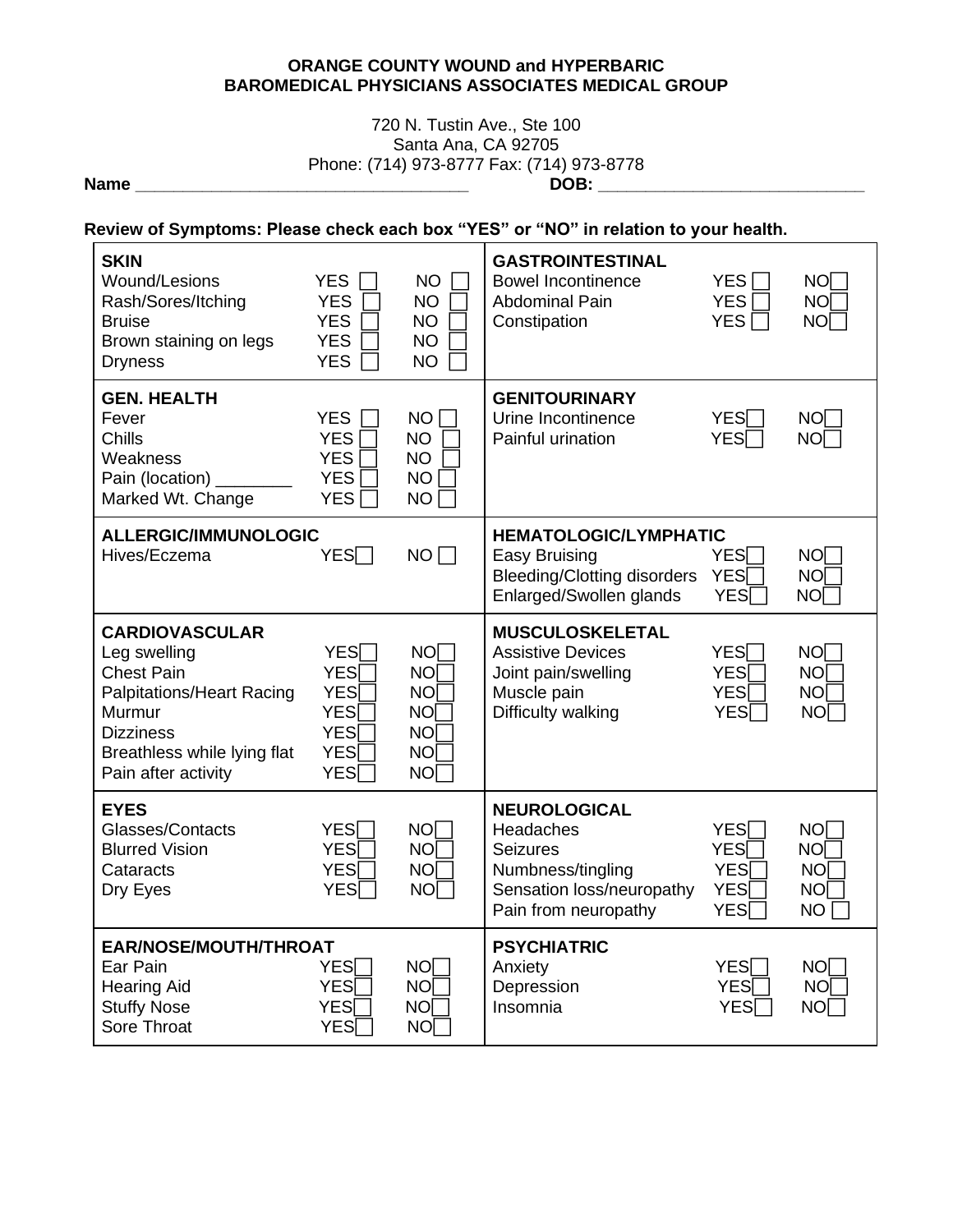**ORANGE COUNTY WOUND and HYPERBARIC**
**BAROMEDICAL PHYSICIANS ASSOCIATES MEDICAL GROUP**

720 N. Tustin Ave., Ste 100
Santa Ana, CA 92705
Phone: (714) 973-8777 Fax: (714) 973-8778

**Name** ___________________________________ **DOB:** ____________________________

**Review of Symptoms: Please check each box "YES" or "NO" in relation to your health.**

| | | | | | |
|---|---|---|---|---|---|
| **SKIN** | | | **GASTROINTESTINAL** | | |
| Wound/Lesions | YES ☐ | NO ☐ | Bowel Incontinence | YES ☐ | NO ☐ |
| Rash/Sores/Itching | YES ☐ | NO ☐ | Abdominal Pain | YES ☐ | NO ☐ |
| Bruise | YES ☐ | NO ☐ | Constipation | YES ☐ | NO ☐ |
| Brown staining on legs | YES ☐ | NO ☐ | | | |
| Dryness | YES ☐ | NO ☐ | | | |
| **GEN. HEALTH** | | | **GENITOURINARY** | | |
| Fever | YES ☐ | NO ☐ | Urine Incontinence | YES ☐ | NO ☐ |
| Chills | YES ☐ | NO ☐ | Painful urination | YES ☐ | NO ☐ |
| Weakness | YES ☐ | NO ☐ | | | |
| Pain (location) ________ | YES ☐ | NO ☐ | | | |
| Marked Wt. Change | YES ☐ | NO ☐ | | | |
| **ALLERGIC/IMMUNOLOGIC** | | | **HEMATOLOGIC/LYMPHATIC** | | |
| Hives/Eczema | YES ☐ | NO ☐ | Easy Bruising | YES ☐ | NO ☐ |
| | | | Bleeding/Clotting disorders | YES ☐ | NO ☐ |
| | | | Enlarged/Swollen glands | YES ☐ | NO ☐ |
| **CARDIOVASCULAR** | | | **MUSCULOSKELETAL** | | |
| Leg swelling | YES ☐ | NO ☐ | Assistive Devices | YES ☐ | NO ☐ |
| Chest Pain | YES ☐ | NO ☐ | Joint pain/swelling | YES ☐ | NO ☐ |
| Palpitations/Heart Racing | YES ☐ | NO ☐ | Muscle pain | YES ☐ | NO ☐ |
| Murmur | YES ☐ | NO ☐ | Difficulty walking | YES ☐ | NO ☐ |
| Dizziness | YES ☐ | NO ☐ | | | |
| Breathless while lying flat | YES ☐ | NO ☐ | | | |
| Pain after activity | YES ☐ | NO ☐ | | | |
| **EYES** | | | **NEUROLOGICAL** | | |
| Glasses/Contacts | YES ☐ | NO ☐ | Headaches | YES ☐ | NO ☐ |
| Blurred Vision | YES ☐ | NO ☐ | Seizures | YES ☐ | NO ☐ |
| Cataracts | YES ☐ | NO ☐ | Numbness/tingling | YES ☐ | NO ☐ |
| Dry Eyes | YES ☐ | NO ☐ | Sensation loss/neuropathy | YES ☐ | NO ☐ |
| | | | Pain from neuropathy | YES ☐ | NO ☐ |
| **EAR/NOSE/MOUTH/THROAT** | | | **PSYCHIATRIC** | | |
| Ear Pain | YES ☐ | NO ☐ | Anxiety | YES ☐ | NO ☐ |
| Hearing Aid | YES ☐ | NO ☐ | Depression | YES ☐ | NO ☐ |
| Stuffy Nose | YES ☐ | NO ☐ | Insomnia | YES ☐ | NO ☐ |
| Sore Throat | YES ☐ | NO ☐ | | | |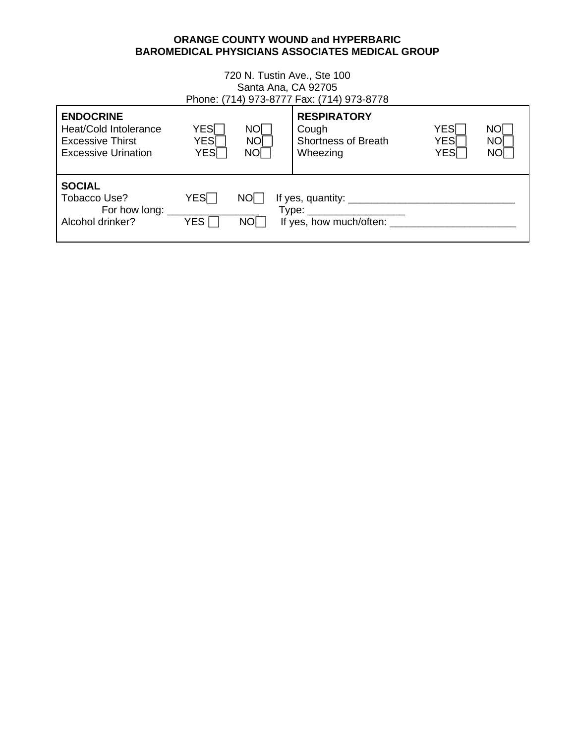**ORANGE COUNTY WOUND and HYPERBARIC**
**BAROMEDICAL PHYSICIANS ASSOCIATES MEDICAL GROUP**

720 N. Tustin Ave., Ste 100
Santa Ana, CA 92705
Phone: (714) 973-8777 Fax: (714) 973-8778

| | | | | | |
|---|---|---|---|---|---|
| **ENDOCRINE** | | | **RESPIRATORY** | | |
| Heat/Cold Intolerance | YES☐ | NO☐ | Cough | YES☐ | NO☐ |
| Excessive Thirst | YES☐ | NO☐ | Shortness of Breath | YES☐ | NO☐ |
| Excessive Urination | YES☐ | NO☐ | Wheezing | YES☐ | NO☐ |

**SOCIAL**

Tobacco Use? YES☐ NO☐ If yes, quantity: _____________________________

For how long: ________________ Type: _________________

Alcohol drinker? YES ☐ NO☐ If yes, how much/often: ______________________